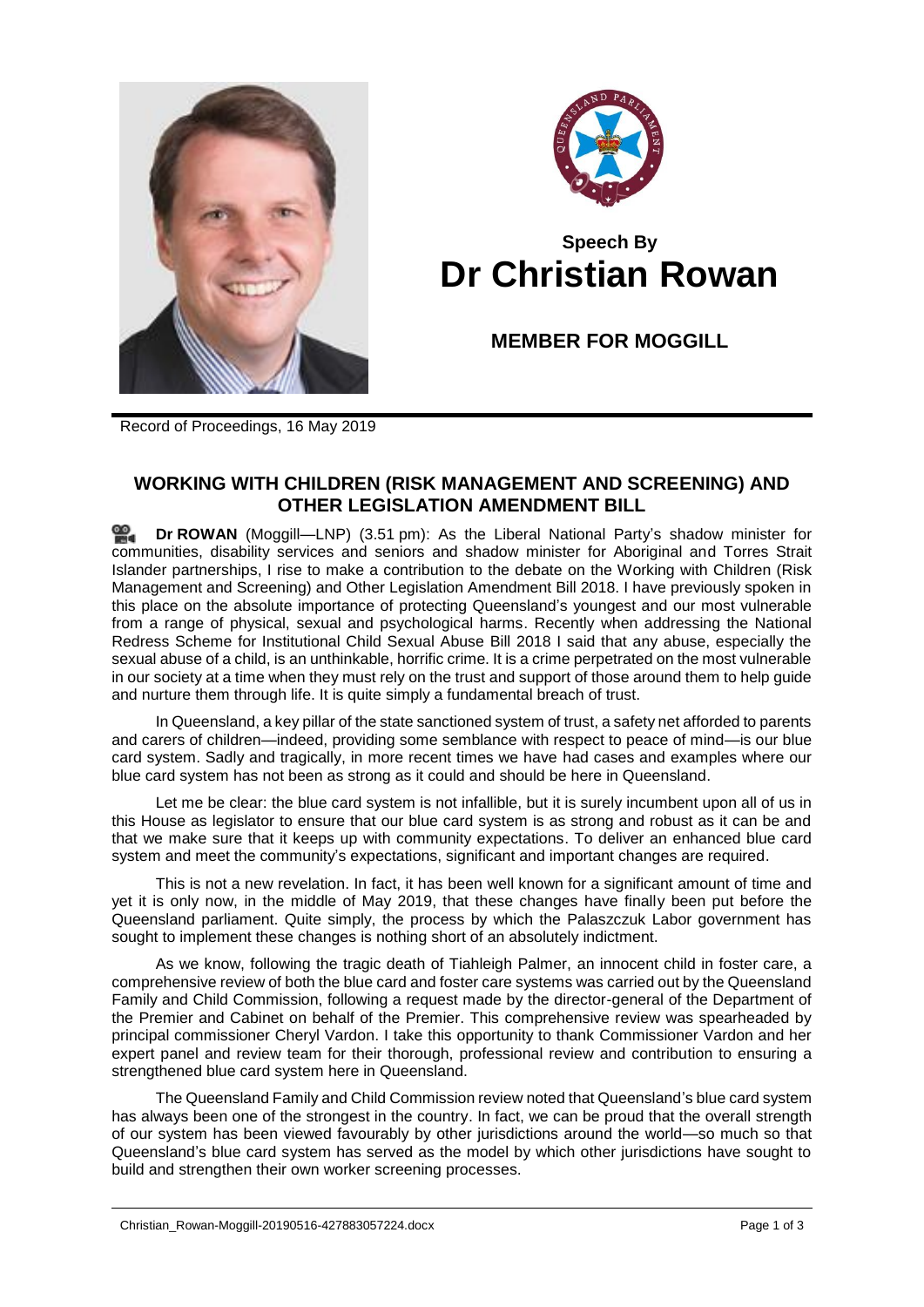## Speech By
# Dr Christian Rowan

### MEMBER FOR MOGGILL

Record of Proceedings, 16 May 2019

## WORKING WITH CHILDREN (RISK MANAGEMENT AND SCREENING) AND OTHER LEGISLATION AMENDMENT BILL

**Dr ROWAN** (Moggill—LNP) (3.51 pm): As the Liberal National Party's shadow minister for communities, disability services and seniors and shadow minister for Aboriginal and Torres Strait Islander partnerships, I rise to make a contribution to the debate on the Working with Children (Risk Management and Screening) and Other Legislation Amendment Bill 2018. I have previously spoken in this place on the absolute importance of protecting Queensland's youngest and our most vulnerable from a range of physical, sexual and psychological harms. Recently when addressing the National Redress Scheme for Institutional Child Sexual Abuse Bill 2018 I said that any abuse, especially the sexual abuse of a child, is an unthinkable, horrific crime. It is a crime perpetrated on the most vulnerable in our society at a time when they must rely on the trust and support of those around them to help guide and nurture them through life. It is quite simply a fundamental breach of trust.

In Queensland, a key pillar of the state sanctioned system of trust, a safety net afforded to parents and carers of children—indeed, providing some semblance with respect to peace of mind—is our blue card system. Sadly and tragically, in more recent times we have had cases and examples where our blue card system has not been as strong as it could and should be here in Queensland.

Let me be clear: the blue card system is not infallible, but it is surely incumbent upon all of us in this House as legislator to ensure that our blue card system is as strong and robust as it can be and that we make sure that it keeps up with community expectations. To deliver an enhanced blue card system and meet the community's expectations, significant and important changes are required.

This is not a new revelation. In fact, it has been well known for a significant amount of time and yet it is only now, in the middle of May 2019, that these changes have finally been put before the Queensland parliament. Quite simply, the process by which the Palaszczuk Labor government has sought to implement these changes is nothing short of an absolutely indictment.

As we know, following the tragic death of Tiahleigh Palmer, an innocent child in foster care, a comprehensive review of both the blue card and foster care systems was carried out by the Queensland Family and Child Commission, following a request made by the director-general of the Department of the Premier and Cabinet on behalf of the Premier. This comprehensive review was spearheaded by principal commissioner Cheryl Vardon. I take this opportunity to thank Commissioner Vardon and her expert panel and review team for their thorough, professional review and contribution to ensuring a strengthened blue card system here in Queensland.

The Queensland Family and Child Commission review noted that Queensland's blue card system has always been one of the strongest in the country. In fact, we can be proud that the overall strength of our system has been viewed favourably by other jurisdictions around the world—so much so that Queensland's blue card system has served as the model by which other jurisdictions have sought to build and strengthen their own worker screening processes.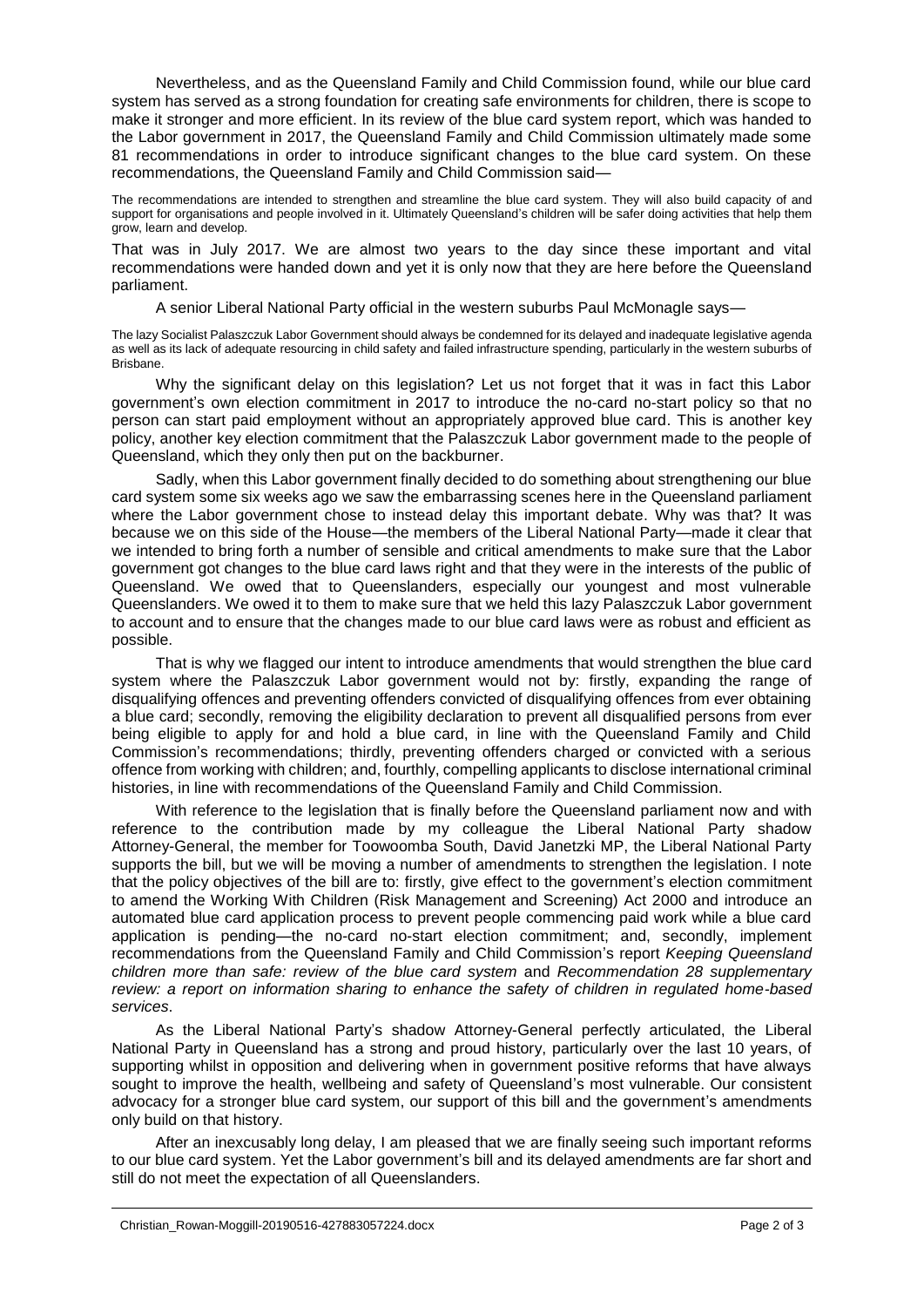Nevertheless, and as the Queensland Family and Child Commission found, while our blue card system has served as a strong foundation for creating safe environments for children, there is scope to make it stronger and more efficient. In its review of the blue card system report, which was handed to the Labor government in 2017, the Queensland Family and Child Commission ultimately made some 81 recommendations in order to introduce significant changes to the blue card system. On these recommendations, the Queensland Family and Child Commission said—

> The recommendations are intended to strengthen and streamline the blue card system. They will also build capacity of and support for organisations and people involved in it. Ultimately Queensland's children will be safer doing activities that help them grow, learn and develop.

That was in July 2017. We are almost two years to the day since these important and vital recommendations were handed down and yet it is only now that they are here before the Queensland parliament.

A senior Liberal National Party official in the western suburbs Paul McMonagle says—

> The lazy Socialist Palaszczuk Labor Government should always be condemned for its delayed and inadequate legislative agenda as well as its lack of adequate resourcing in child safety and failed infrastructure spending, particularly in the western suburbs of Brisbane.

Why the significant delay on this legislation? Let us not forget that it was in fact this Labor government's own election commitment in 2017 to introduce the no-card no-start policy so that no person can start paid employment without an appropriately approved blue card. This is another key policy, another key election commitment that the Palaszczuk Labor government made to the people of Queensland, which they only then put on the backburner.

Sadly, when this Labor government finally decided to do something about strengthening our blue card system some six weeks ago we saw the embarrassing scenes here in the Queensland parliament where the Labor government chose to instead delay this important debate. Why was that? It was because we on this side of the House—the members of the Liberal National Party—made it clear that we intended to bring forth a number of sensible and critical amendments to make sure that the Labor government got changes to the blue card laws right and that they were in the interests of the public of Queensland. We owed that to Queenslanders, especially our youngest and most vulnerable Queenslanders. We owed it to them to make sure that we held this lazy Palaszczuk Labor government to account and to ensure that the changes made to our blue card laws were as robust and efficient as possible.

That is why we flagged our intent to introduce amendments that would strengthen the blue card system where the Palaszczuk Labor government would not by: firstly, expanding the range of disqualifying offences and preventing offenders convicted of disqualifying offences from ever obtaining a blue card; secondly, removing the eligibility declaration to prevent all disqualified persons from ever being eligible to apply for and hold a blue card, in line with the Queensland Family and Child Commission's recommendations; thirdly, preventing offenders charged or convicted with a serious offence from working with children; and, fourthly, compelling applicants to disclose international criminal histories, in line with recommendations of the Queensland Family and Child Commission.

With reference to the legislation that is finally before the Queensland parliament now and with reference to the contribution made by my colleague the Liberal National Party shadow Attorney-General, the member for Toowoomba South, David Janetzki MP, the Liberal National Party supports the bill, but we will be moving a number of amendments to strengthen the legislation. I note that the policy objectives of the bill are to: firstly, give effect to the government's election commitment to amend the Working With Children (Risk Management and Screening) Act 2000 and introduce an automated blue card application process to prevent people commencing paid work while a blue card application is pending—the no-card no-start election commitment; and, secondly, implement recommendations from the Queensland Family and Child Commission's report *Keeping Queensland children more than safe: review of the blue card system* and *Recommendation 28 supplementary review: a report on information sharing to enhance the safety of children in regulated home-based services*.

As the Liberal National Party's shadow Attorney-General perfectly articulated, the Liberal National Party in Queensland has a strong and proud history, particularly over the last 10 years, of supporting whilst in opposition and delivering when in government positive reforms that have always sought to improve the health, wellbeing and safety of Queensland's most vulnerable. Our consistent advocacy for a stronger blue card system, our support of this bill and the government's amendments only build on that history.

After an inexcusably long delay, I am pleased that we are finally seeing such important reforms to our blue card system. Yet the Labor government's bill and its delayed amendments are far short and still do not meet the expectation of all Queenslanders.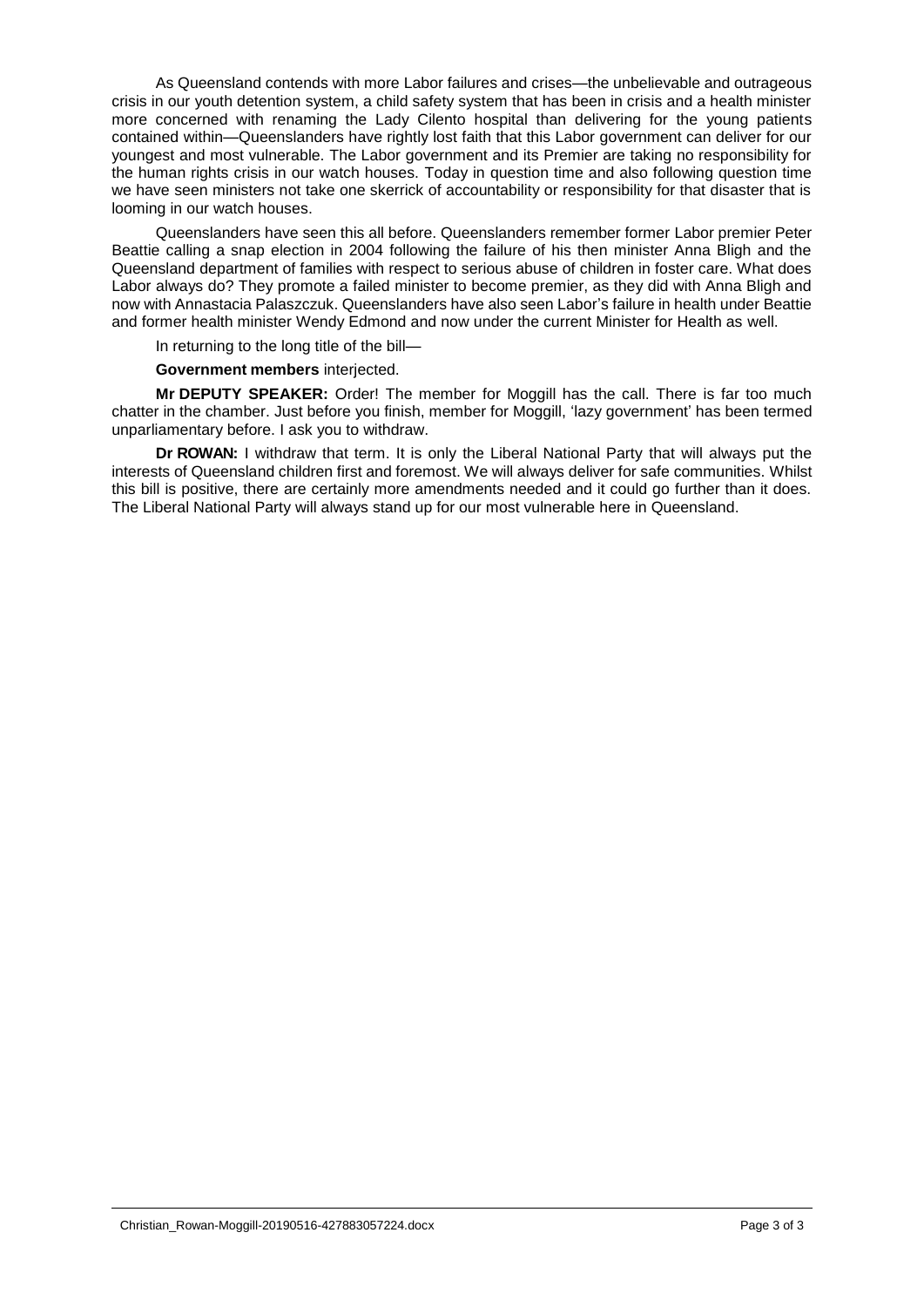As Queensland contends with more Labor failures and crises—the unbelievable and outrageous crisis in our youth detention system, a child safety system that has been in crisis and a health minister more concerned with renaming the Lady Cilento hospital than delivering for the young patients contained within—Queenslanders have rightly lost faith that this Labor government can deliver for our youngest and most vulnerable. The Labor government and its Premier are taking no responsibility for the human rights crisis in our watch houses. Today in question time and also following question time we have seen ministers not take one skerrick of accountability or responsibility for that disaster that is looming in our watch houses.

Queenslanders have seen this all before. Queenslanders remember former Labor premier Peter Beattie calling a snap election in 2004 following the failure of his then minister Anna Bligh and the Queensland department of families with respect to serious abuse of children in foster care. What does Labor always do? They promote a failed minister to become premier, as they did with Anna Bligh and now with Annastacia Palaszczuk. Queenslanders have also seen Labor's failure in health under Beattie and former health minister Wendy Edmond and now under the current Minister for Health as well.

In returning to the long title of the bill—

**Government members** interjected.

**Mr DEPUTY SPEAKER:** Order! The member for Moggill has the call. There is far too much chatter in the chamber. Just before you finish, member for Moggill, 'lazy government' has been termed unparliamentary before. I ask you to withdraw.

**Dr ROWAN:** I withdraw that term. It is only the Liberal National Party that will always put the interests of Queensland children first and foremost. We will always deliver for safe communities. Whilst this bill is positive, there are certainly more amendments needed and it could go further than it does. The Liberal National Party will always stand up for our most vulnerable here in Queensland.